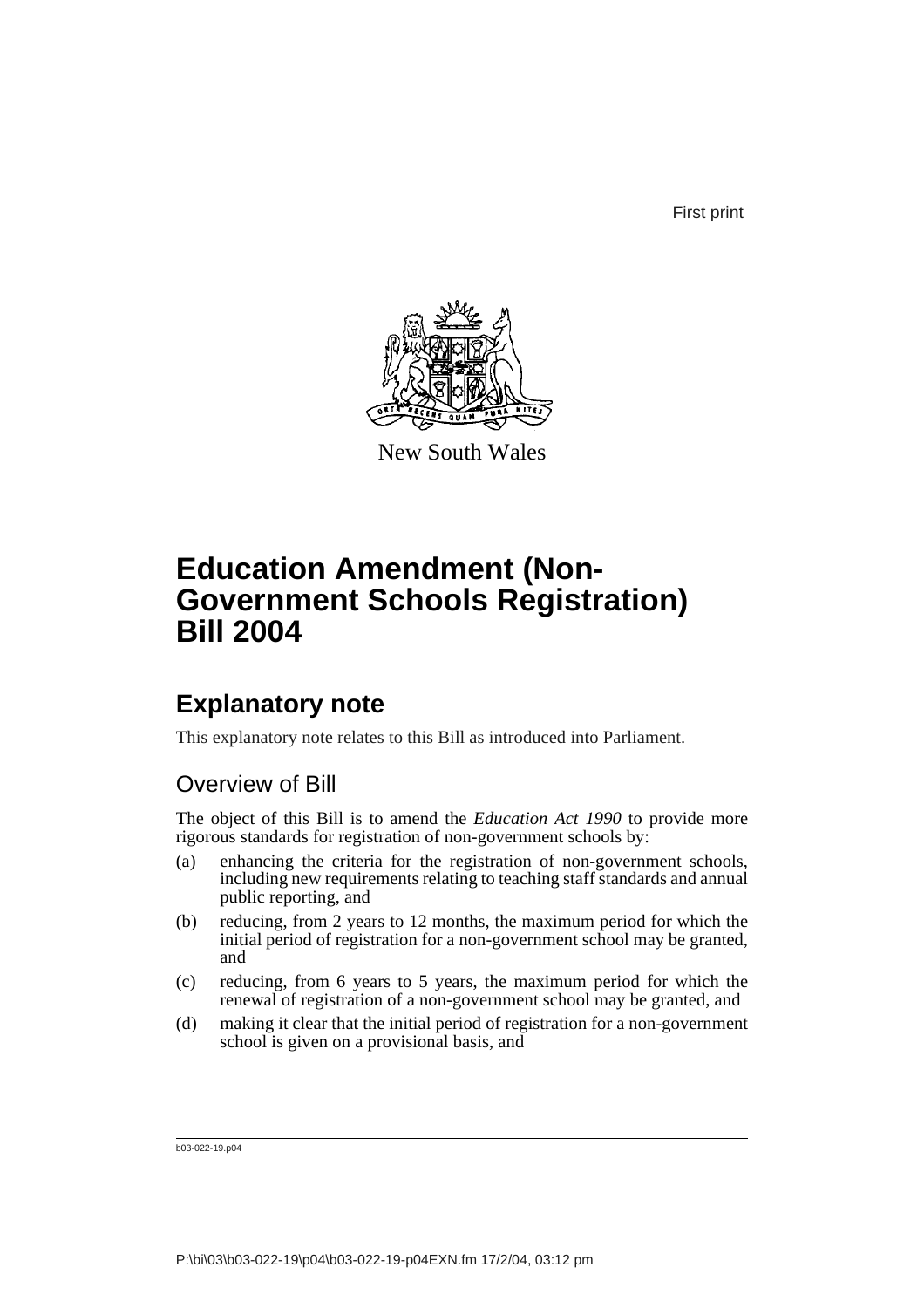First print

New South Wales

# Education Amendment (Non-Government Schools Registration) Bill 2004

## Explanatory note

This explanatory note relates to this Bill as introduced into Parliament.

### Overview of Bill

The object of this Bill is to amend the *Education Act 1990* to provide more rigorous standards for registration of non-government schools by:

(a) enhancing the criteria for the registration of non-government schools, including new requirements relating to teaching staff standards and annual public reporting, and

(b) reducing, from 2 years to 12 months, the maximum period for which the initial period of registration for a non-government school may be granted, and

(c) reducing, from 6 years to 5 years, the maximum period for which the renewal of registration of a non-government school may be granted, and

(d) making it clear that the initial period of registration for a non-government school is given on a provisional basis, and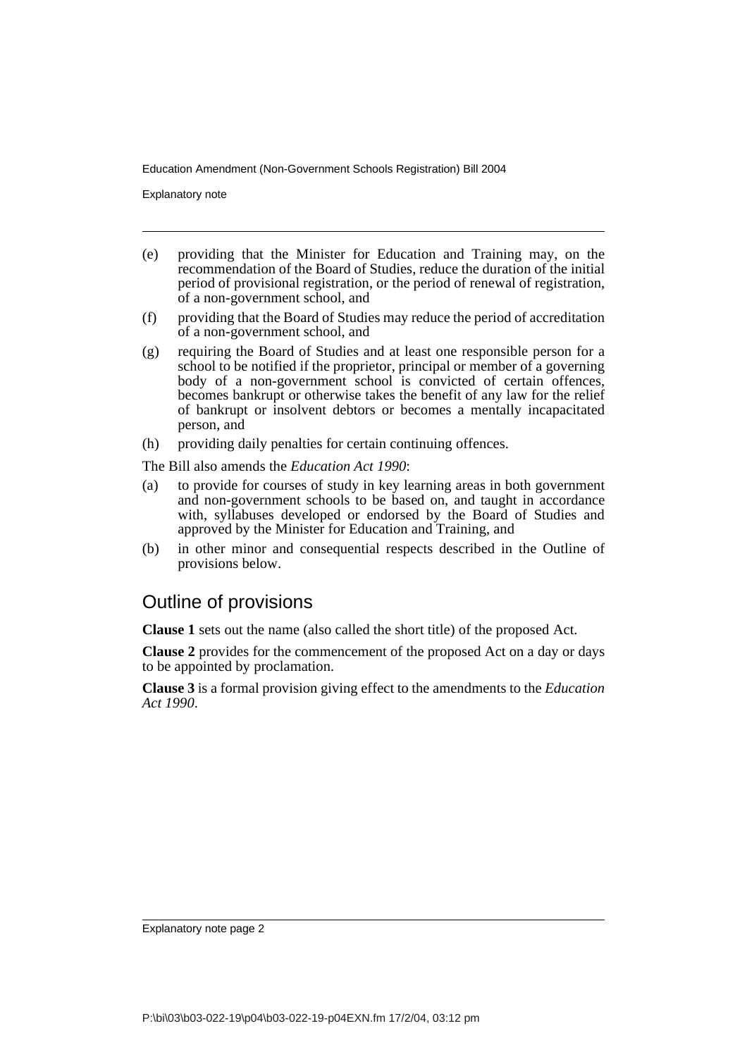(e) providing that the Minister for Education and Training may, on the recommendation of the Board of Studies, reduce the duration of the initial period of provisional registration, or the period of renewal of registration, of a non-government school, and

(f) providing that the Board of Studies may reduce the period of accreditation of a non-government school, and

(g) requiring the Board of Studies and at least one responsible person for a school to be notified if the proprietor, principal or member of a governing body of a non-government school is convicted of certain offences, becomes bankrupt or otherwise takes the benefit of any law for the relief of bankrupt or insolvent debtors or becomes a mentally incapacitated person, and

(h) providing daily penalties for certain continuing offences.

The Bill also amends the *Education Act 1990*:

(a) to provide for courses of study in key learning areas in both government and non-government schools to be based on, and taught in accordance with, syllabuses developed or endorsed by the Board of Studies and approved by the Minister for Education and Training, and

(b) in other minor and consequential respects described in the Outline of provisions below.

## Outline of provisions

**Clause 1** sets out the name (also called the short title) of the proposed Act.

**Clause 2** provides for the commencement of the proposed Act on a day or days to be appointed by proclamation.

**Clause 3** is a formal provision giving effect to the amendments to the *Education Act 1990*.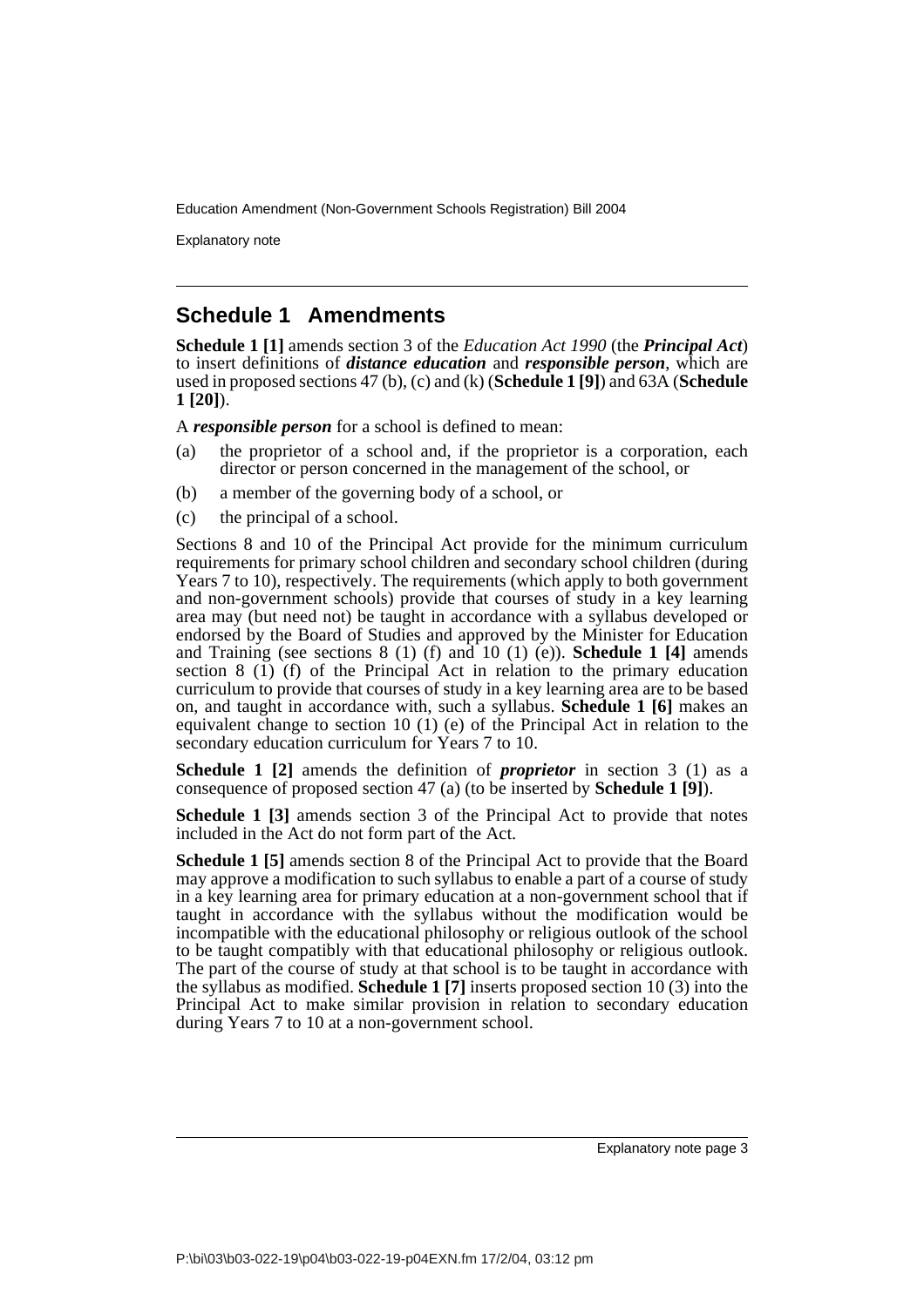## Schedule 1 Amendments

**Schedule 1 [1]** amends section 3 of the *Education Act 1990* (the ***Principal Act***) to insert definitions of ***distance education*** and ***responsible person***, which are used in proposed sections 47 (b), (c) and (k) (**Schedule 1 [9]**) and 63A (**Schedule 1 [20]**).

A ***responsible person*** for a school is defined to mean:

- (a) the proprietor of a school and, if the proprietor is a corporation, each director or person concerned in the management of the school, or
- (b) a member of the governing body of a school, or
- (c) the principal of a school.

Sections 8 and 10 of the Principal Act provide for the minimum curriculum requirements for primary school children and secondary school children (during Years 7 to 10), respectively. The requirements (which apply to both government and non-government schools) provide that courses of study in a key learning area may (but need not) be taught in accordance with a syllabus developed or endorsed by the Board of Studies and approved by the Minister for Education and Training (see sections 8 (1) (f) and 10 (1) (e)). **Schedule 1 [4]** amends section 8 (1) (f) of the Principal Act in relation to the primary education curriculum to provide that courses of study in a key learning area are to be based on, and taught in accordance with, such a syllabus. **Schedule 1 [6]** makes an equivalent change to section 10 (1) (e) of the Principal Act in relation to the secondary education curriculum for Years 7 to 10.

**Schedule 1 [2]** amends the definition of ***proprietor*** in section 3 (1) as a consequence of proposed section 47 (a) (to be inserted by **Schedule 1 [9]**).

**Schedule 1 [3]** amends section 3 of the Principal Act to provide that notes included in the Act do not form part of the Act.

**Schedule 1 [5]** amends section 8 of the Principal Act to provide that the Board may approve a modification to such syllabus to enable a part of a course of study in a key learning area for primary education at a non-government school that if taught in accordance with the syllabus without the modification would be incompatible with the educational philosophy or religious outlook of the school to be taught compatibly with that educational philosophy or religious outlook. The part of the course of study at that school is to be taught in accordance with the syllabus as modified. **Schedule 1 [7]** inserts proposed section 10 (3) into the Principal Act to make similar provision in relation to secondary education during Years 7 to 10 at a non-government school.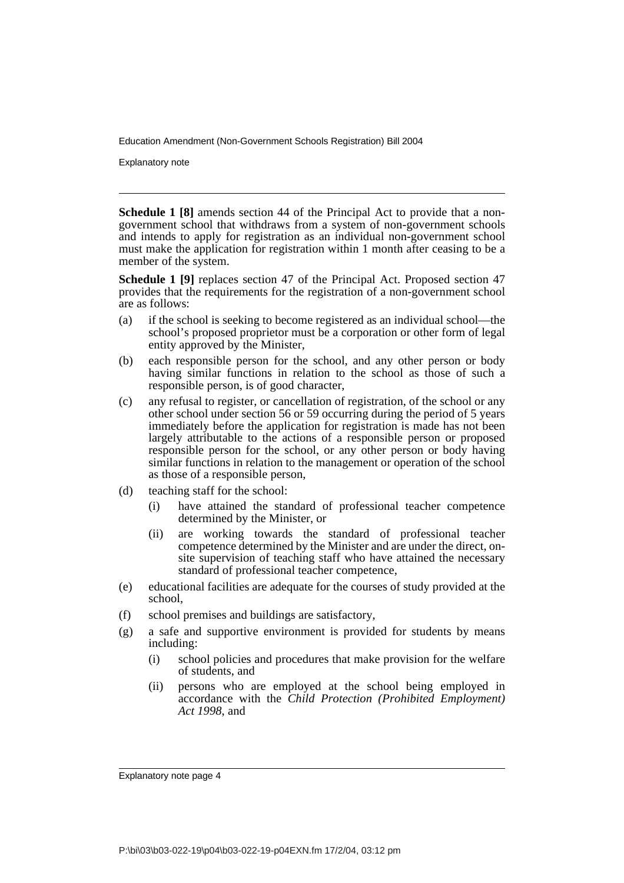**Schedule 1 [8]** amends section 44 of the Principal Act to provide that a non-government school that withdraws from a system of non-government schools and intends to apply for registration as an individual non-government school must make the application for registration within 1 month after ceasing to be a member of the system.

**Schedule 1 [9]** replaces section 47 of the Principal Act. Proposed section 47 provides that the requirements for the registration of a non-government school are as follows:

(a) if the school is seeking to become registered as an individual school—the school's proposed proprietor must be a corporation or other form of legal entity approved by the Minister,

(b) each responsible person for the school, and any other person or body having similar functions in relation to the school as those of such a responsible person, is of good character,

(c) any refusal to register, or cancellation of registration, of the school or any other school under section 56 or 59 occurring during the period of 5 years immediately before the application for registration is made has not been largely attributable to the actions of a responsible person or proposed responsible person for the school, or any other person or body having similar functions in relation to the management or operation of the school as those of a responsible person,

(d) teaching staff for the school:
   (i) have attained the standard of professional teacher competence determined by the Minister, or
   (ii) are working towards the standard of professional teacher competence determined by the Minister and are under the direct, on-site supervision of teaching staff who have attained the necessary standard of professional teacher competence,

(e) educational facilities are adequate for the courses of study provided at the school,

(f) school premises and buildings are satisfactory,

(g) a safe and supportive environment is provided for students by means including:
   (i) school policies and procedures that make provision for the welfare of students, and
   (ii) persons who are employed at the school being employed in accordance with the *Child Protection (Prohibited Employment) Act 1998*, and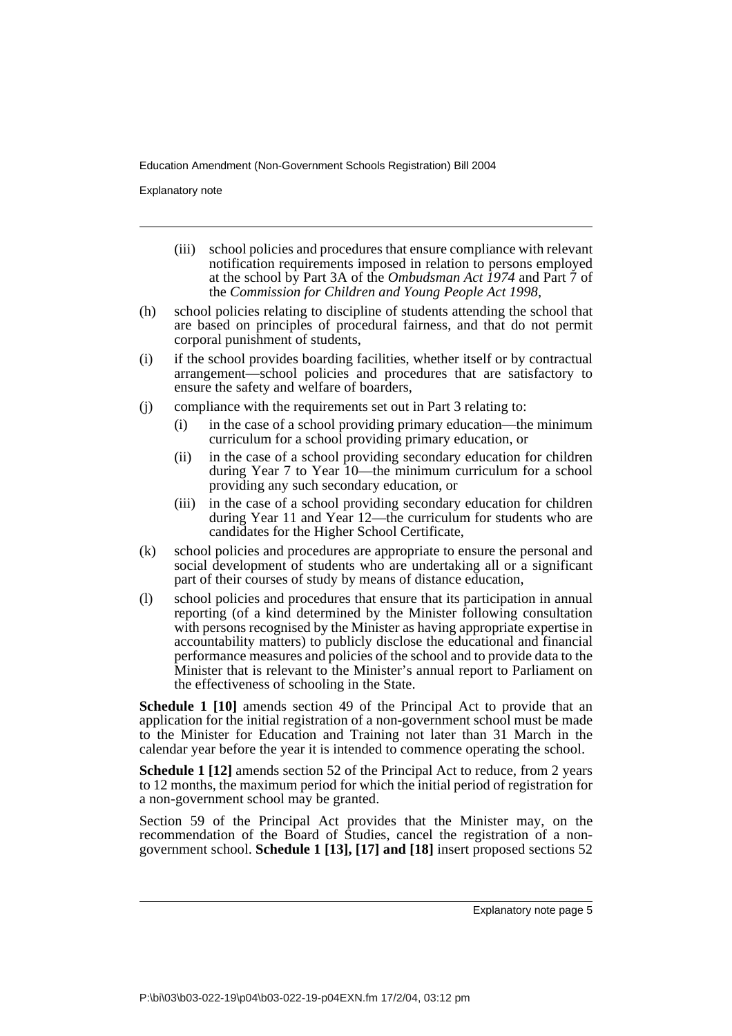(iii) school policies and procedures that ensure compliance with relevant notification requirements imposed in relation to persons employed at the school by Part 3A of the *Ombudsman Act 1974* and Part 7 of the *Commission for Children and Young People Act 1998*,

(h) school policies relating to discipline of students attending the school that are based on principles of procedural fairness, and that do not permit corporal punishment of students,

(i) if the school provides boarding facilities, whether itself or by contractual arrangement—school policies and procedures that are satisfactory to ensure the safety and welfare of boarders,

(j) compliance with the requirements set out in Part 3 relating to:

   (i) in the case of a school providing primary education—the minimum curriculum for a school providing primary education, or

   (ii) in the case of a school providing secondary education for children during Year 7 to Year 10—the minimum curriculum for a school providing any such secondary education, or

   (iii) in the case of a school providing secondary education for children during Year 11 and Year 12—the curriculum for students who are candidates for the Higher School Certificate,

(k) school policies and procedures are appropriate to ensure the personal and social development of students who are undertaking all or a significant part of their courses of study by means of distance education,

(l) school policies and procedures that ensure that its participation in annual reporting (of a kind determined by the Minister following consultation with persons recognised by the Minister as having appropriate expertise in accountability matters) to publicly disclose the educational and financial performance measures and policies of the school and to provide data to the Minister that is relevant to the Minister's annual report to Parliament on the effectiveness of schooling in the State.

**Schedule 1 [10]** amends section 49 of the Principal Act to provide that an application for the initial registration of a non-government school must be made to the Minister for Education and Training not later than 31 March in the calendar year before the year it is intended to commence operating the school.

**Schedule 1 [12]** amends section 52 of the Principal Act to reduce, from 2 years to 12 months, the maximum period for which the initial period of registration for a non-government school may be granted.

Section 59 of the Principal Act provides that the Minister may, on the recommendation of the Board of Studies, cancel the registration of a non-government school. **Schedule 1 [13], [17] and [18]** insert proposed sections 52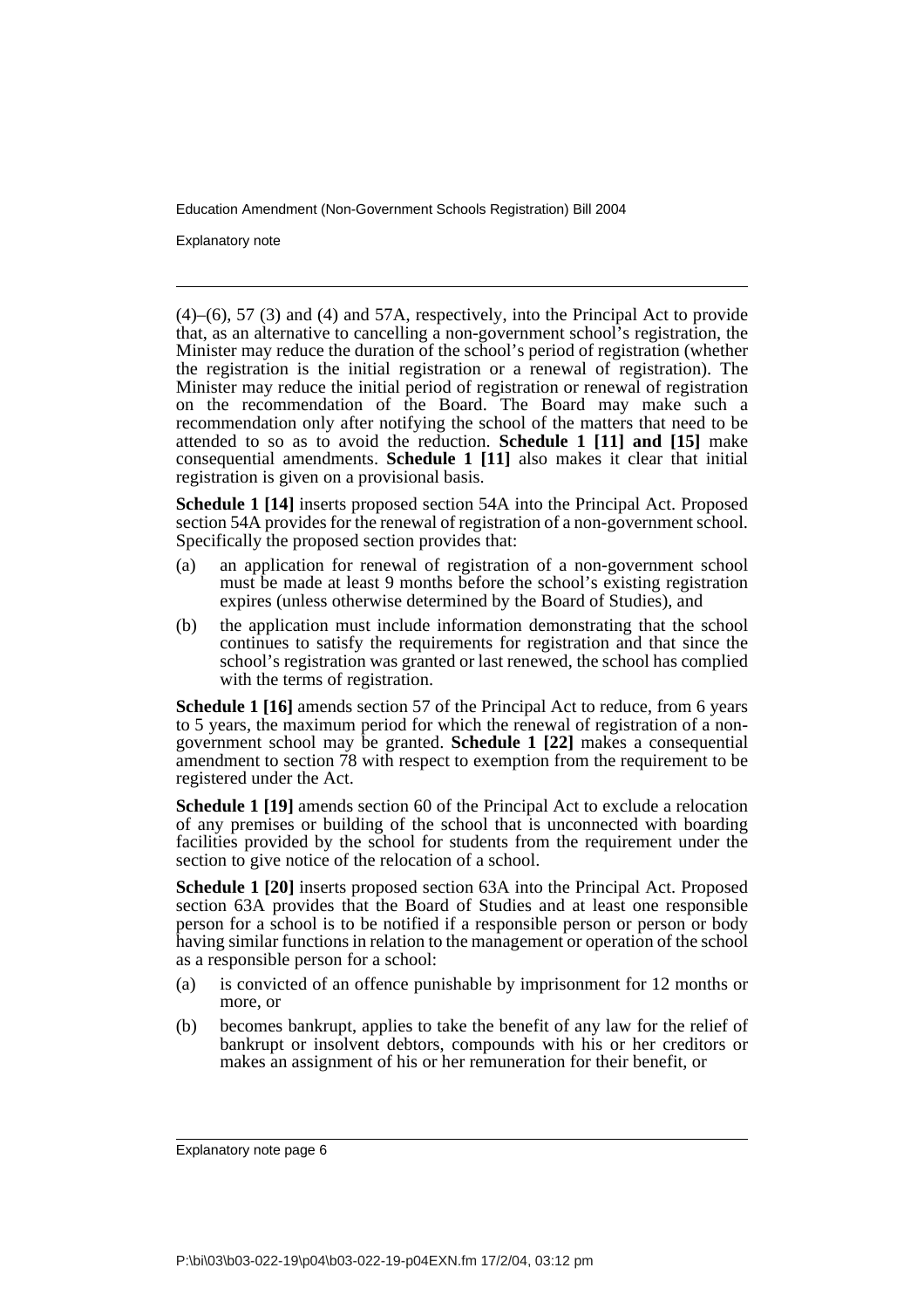(4)–(6), 57 (3) and (4) and 57A, respectively, into the Principal Act to provide that, as an alternative to cancelling a non-government school's registration, the Minister may reduce the duration of the school's period of registration (whether the registration is the initial registration or a renewal of registration). The Minister may reduce the initial period of registration or renewal of registration on the recommendation of the Board. The Board may make such a recommendation only after notifying the school of the matters that need to be attended to so as to avoid the reduction. **Schedule 1 [11] and [15]** make consequential amendments. **Schedule 1 [11]** also makes it clear that initial registration is given on a provisional basis.

**Schedule 1 [14]** inserts proposed section 54A into the Principal Act. Proposed section 54A provides for the renewal of registration of a non-government school. Specifically the proposed section provides that:

(a) an application for renewal of registration of a non-government school must be made at least 9 months before the school's existing registration expires (unless otherwise determined by the Board of Studies), and

(b) the application must include information demonstrating that the school continues to satisfy the requirements for registration and that since the school's registration was granted or last renewed, the school has complied with the terms of registration.

**Schedule 1 [16]** amends section 57 of the Principal Act to reduce, from 6 years to 5 years, the maximum period for which the renewal of registration of a non-government school may be granted. **Schedule 1 [22]** makes a consequential amendment to section 78 with respect to exemption from the requirement to be registered under the Act.

**Schedule 1 [19]** amends section 60 of the Principal Act to exclude a relocation of any premises or building of the school that is unconnected with boarding facilities provided by the school for students from the requirement under the section to give notice of the relocation of a school.

**Schedule 1 [20]** inserts proposed section 63A into the Principal Act. Proposed section 63A provides that the Board of Studies and at least one responsible person for a school is to be notified if a responsible person or person or body having similar functions in relation to the management or operation of the school as a responsible person for a school:

(a) is convicted of an offence punishable by imprisonment for 12 months or more, or

(b) becomes bankrupt, applies to take the benefit of any law for the relief of bankrupt or insolvent debtors, compounds with his or her creditors or makes an assignment of his or her remuneration for their benefit, or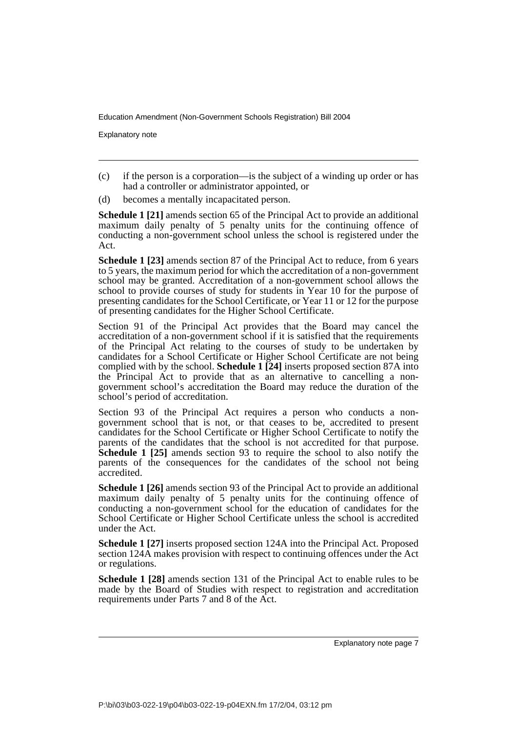(c) if the person is a corporation—is the subject of a winding up order or has had a controller or administrator appointed, or

(d) becomes a mentally incapacitated person.

**Schedule 1 [21]** amends section 65 of the Principal Act to provide an additional maximum daily penalty of 5 penalty units for the continuing offence of conducting a non-government school unless the school is registered under the Act.

**Schedule 1 [23]** amends section 87 of the Principal Act to reduce, from 6 years to 5 years, the maximum period for which the accreditation of a non-government school may be granted. Accreditation of a non-government school allows the school to provide courses of study for students in Year 10 for the purpose of presenting candidates for the School Certificate, or Year 11 or 12 for the purpose of presenting candidates for the Higher School Certificate.

Section 91 of the Principal Act provides that the Board may cancel the accreditation of a non-government school if it is satisfied that the requirements of the Principal Act relating to the courses of study to be undertaken by candidates for a School Certificate or Higher School Certificate are not being complied with by the school. **Schedule 1 [24]** inserts proposed section 87A into the Principal Act to provide that as an alternative to cancelling a non-government school's accreditation the Board may reduce the duration of the school's period of accreditation.

Section 93 of the Principal Act requires a person who conducts a non-government school that is not, or that ceases to be, accredited to present candidates for the School Certificate or Higher School Certificate to notify the parents of the candidates that the school is not accredited for that purpose. **Schedule 1 [25]** amends section 93 to require the school to also notify the parents of the consequences for the candidates of the school not being accredited.

**Schedule 1 [26]** amends section 93 of the Principal Act to provide an additional maximum daily penalty of 5 penalty units for the continuing offence of conducting a non-government school for the education of candidates for the School Certificate or Higher School Certificate unless the school is accredited under the Act.

**Schedule 1 [27]** inserts proposed section 124A into the Principal Act. Proposed section 124A makes provision with respect to continuing offences under the Act or regulations.

**Schedule 1 [28]** amends section 131 of the Principal Act to enable rules to be made by the Board of Studies with respect to registration and accreditation requirements under Parts 7 and 8 of the Act.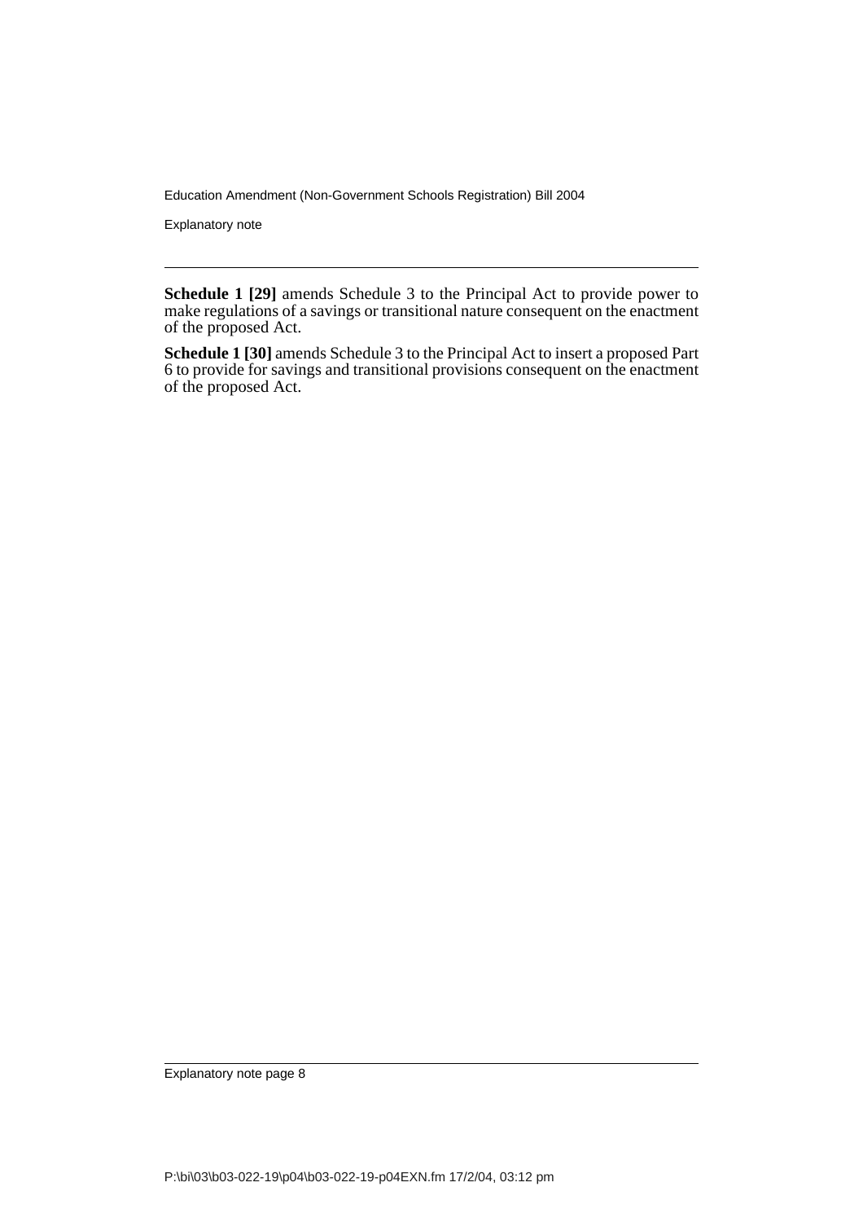**Schedule 1 [29]** amends Schedule 3 to the Principal Act to provide power to make regulations of a savings or transitional nature consequent on the enactment of the proposed Act.

**Schedule 1 [30]** amends Schedule 3 to the Principal Act to insert a proposed Part 6 to provide for savings and transitional provisions consequent on the enactment of the proposed Act.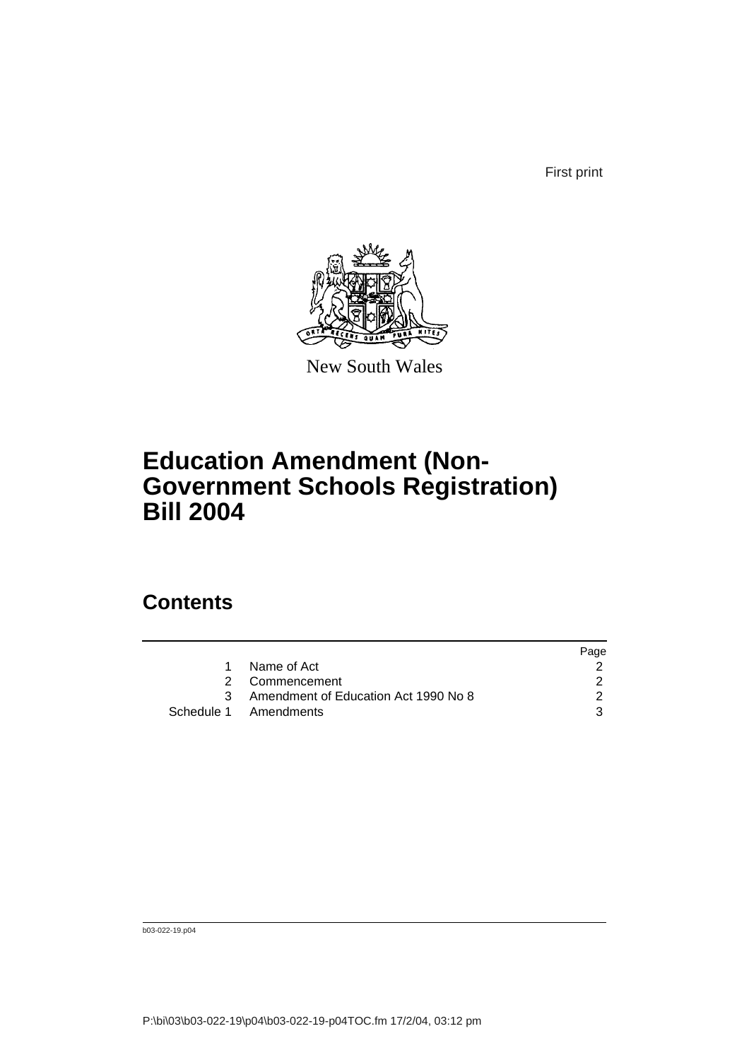First print

New South Wales

# Education Amendment (Non-Government Schools Registration) Bill 2004

## Contents

| | | Page |
|---|---|---|
| 1 | Name of Act | 2 |
| 2 | Commencement | 2 |
| 3 | Amendment of Education Act 1990 No 8 | 2 |
| Schedule 1 | Amendments | 3 |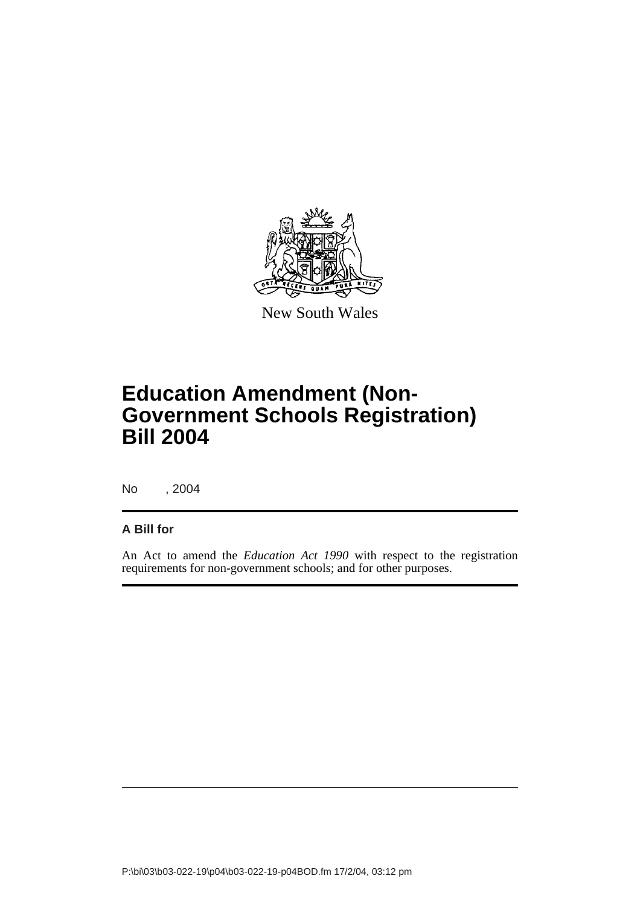New South Wales

# Education Amendment (Non-Government Schools Registration) Bill 2004

No , 2004

**A Bill for**

An Act to amend the *Education Act 1990* with respect to the registration requirements for non-government schools; and for other purposes.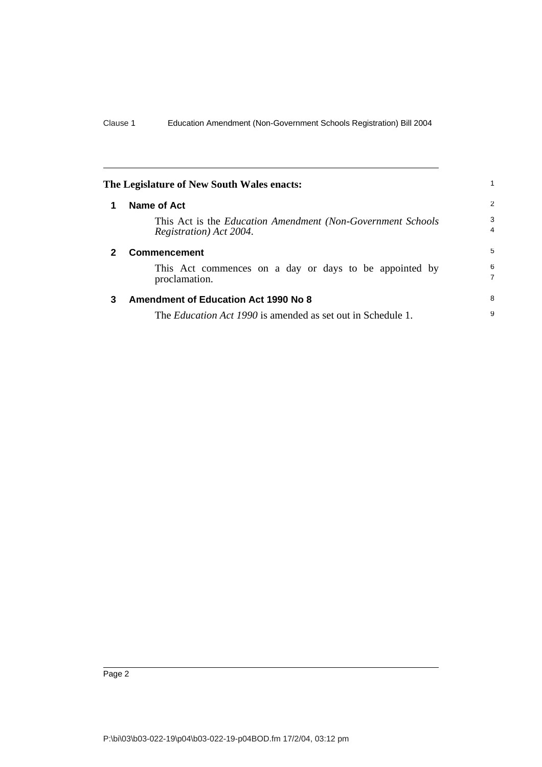**The Legislature of New South Wales enacts:**

## 1 Name of Act

This Act is the *Education Amendment (Non-Government Schools Registration) Act 2004*.

## 2 Commencement

This Act commences on a day or days to be appointed by proclamation.

## 3 Amendment of Education Act 1990 No 8

The *Education Act 1990* is amended as set out in Schedule 1.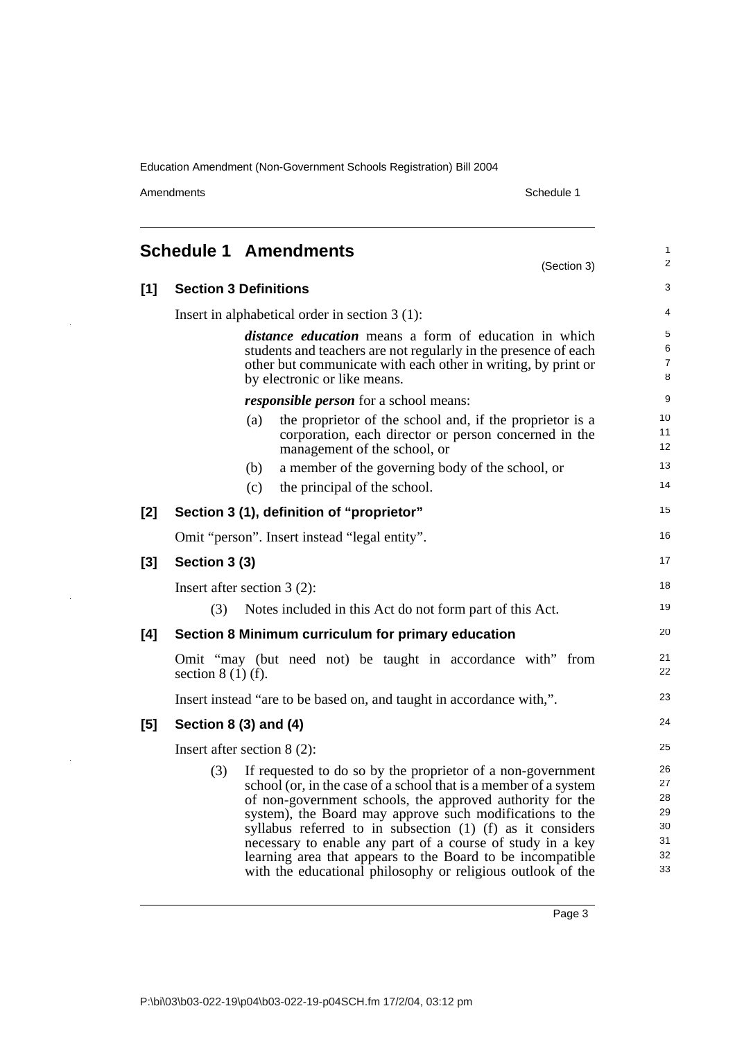# Schedule 1 Amendments

(Section 3)

## [1] Section 3 Definitions

Insert in alphabetical order in section 3 (1):

> ***distance education*** means a form of education in which students and teachers are not regularly in the presence of each other but communicate with each other in writing, by print or by electronic or like means.
>
> ***responsible person*** for a school means:
>
> (a) the proprietor of the school and, if the proprietor is a corporation, each director or person concerned in the management of the school, or
>
> (b) a member of the governing body of the school, or
>
> (c) the principal of the school.

## [2] Section 3 (1), definition of "proprietor"

Omit "person". Insert instead "legal entity".

## [3] Section 3 (3)

Insert after section 3 (2):

> (3) Notes included in this Act do not form part of this Act.

## [4] Section 8 Minimum curriculum for primary education

Omit "may (but need not) be taught in accordance with" from section 8 (1) (f).

Insert instead "are to be based on, and taught in accordance with,".

## [5] Section 8 (3) and (4)

Insert after section 8 (2):

> (3) If requested to do so by the proprietor of a non-government school (or, in the case of a school that is a member of a system of non-government schools, the approved authority for the system), the Board may approve such modifications to the syllabus referred to in subsection (1) (f) as it considers necessary to enable any part of a course of study in a key learning area that appears to the Board to be incompatible with the educational philosophy or religious outlook of the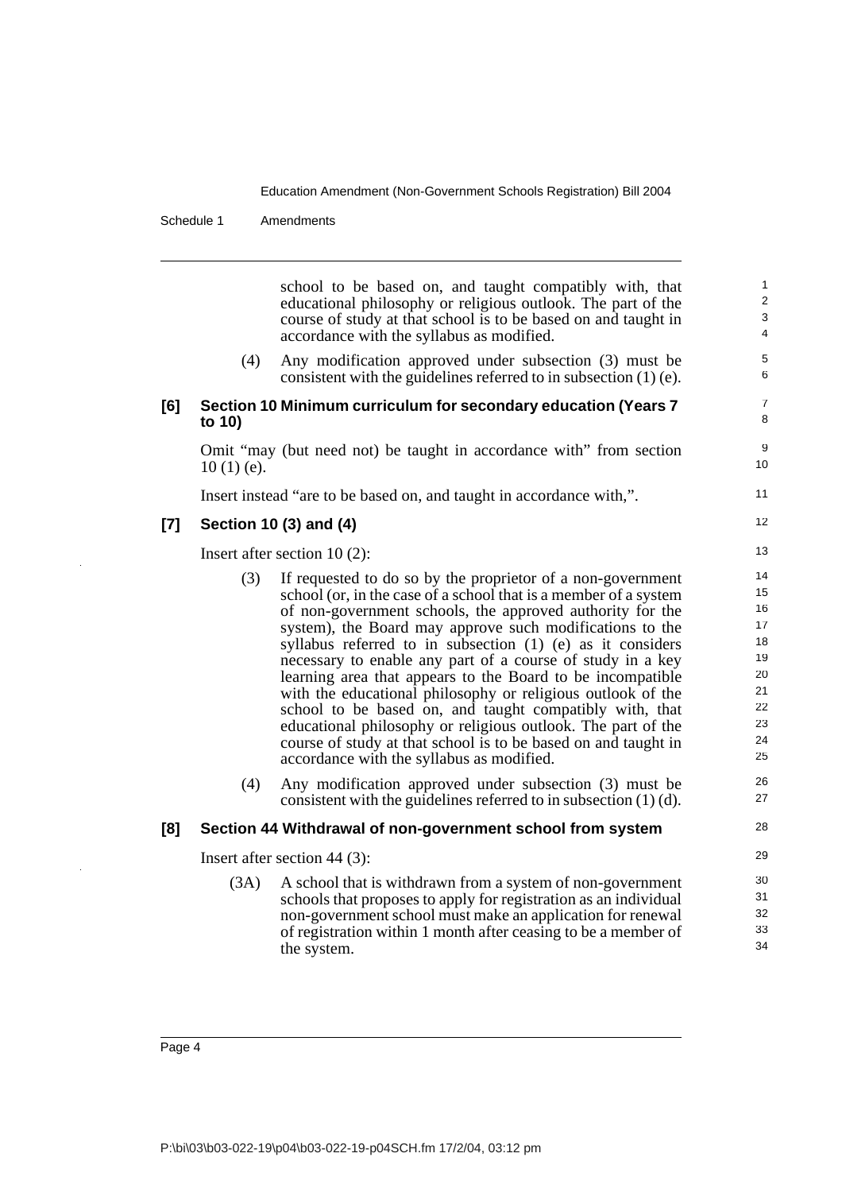school to be based on, and taught compatibly with, that educational philosophy or religious outlook. The part of the course of study at that school is to be based on and taught in accordance with the syllabus as modified.

(4) Any modification approved under subsection (3) must be consistent with the guidelines referred to in subsection (1) (e).

**[6] Section 10 Minimum curriculum for secondary education (Years 7 to 10)**

Omit "may (but need not) be taught in accordance with" from section 10 (1) (e).

Insert instead "are to be based on, and taught in accordance with,".

**[7] Section 10 (3) and (4)**

Insert after section 10 (2):

(3) If requested to do so by the proprietor of a non-government school (or, in the case of a school that is a member of a system of non-government schools, the approved authority for the system), the Board may approve such modifications to the syllabus referred to in subsection (1) (e) as it considers necessary to enable any part of a course of study in a key learning area that appears to the Board to be incompatible with the educational philosophy or religious outlook of the school to be based on, and taught compatibly with, that educational philosophy or religious outlook. The part of the course of study at that school is to be based on and taught in accordance with the syllabus as modified.

(4) Any modification approved under subsection (3) must be consistent with the guidelines referred to in subsection (1) (d).

**[8] Section 44 Withdrawal of non-government school from system**

Insert after section 44 (3):

(3A) A school that is withdrawn from a system of non-government schools that proposes to apply for registration as an individual non-government school must make an application for renewal of registration within 1 month after ceasing to be a member of the system.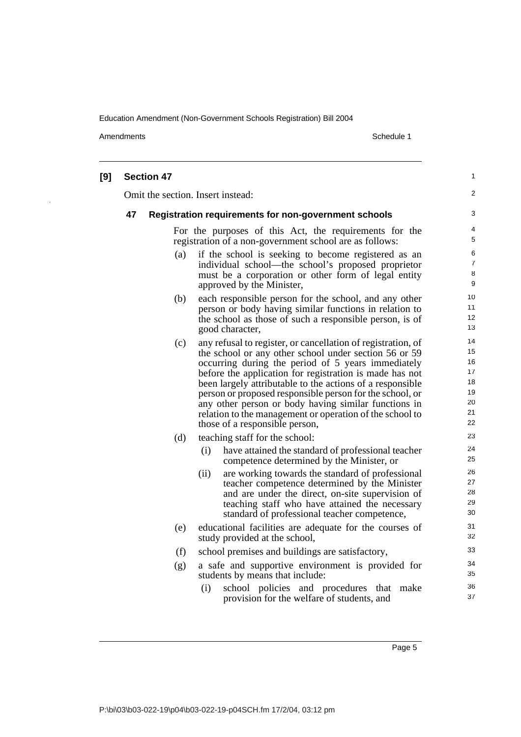**[9] Section 47**

Omit the section. Insert instead:

**47 Registration requirements for non-government schools**

For the purposes of this Act, the requirements for the registration of a non-government school are as follows:

(a) if the school is seeking to become registered as an individual school—the school's proposed proprietor must be a corporation or other form of legal entity approved by the Minister,

(b) each responsible person for the school, and any other person or body having similar functions in relation to the school as those of such a responsible person, is of good character,

(c) any refusal to register, or cancellation of registration, of the school or any other school under section 56 or 59 occurring during the period of 5 years immediately before the application for registration is made has not been largely attributable to the actions of a responsible person or proposed responsible person for the school, or any other person or body having similar functions in relation to the management or operation of the school to those of a responsible person,

(d) teaching staff for the school:

(i) have attained the standard of professional teacher competence determined by the Minister, or

(ii) are working towards the standard of professional teacher competence determined by the Minister and are under the direct, on-site supervision of teaching staff who have attained the necessary standard of professional teacher competence,

(e) educational facilities are adequate for the courses of study provided at the school,

(f) school premises and buildings are satisfactory,

(g) a safe and supportive environment is provided for students by means that include:

(i) school policies and procedures that make provision for the welfare of students, and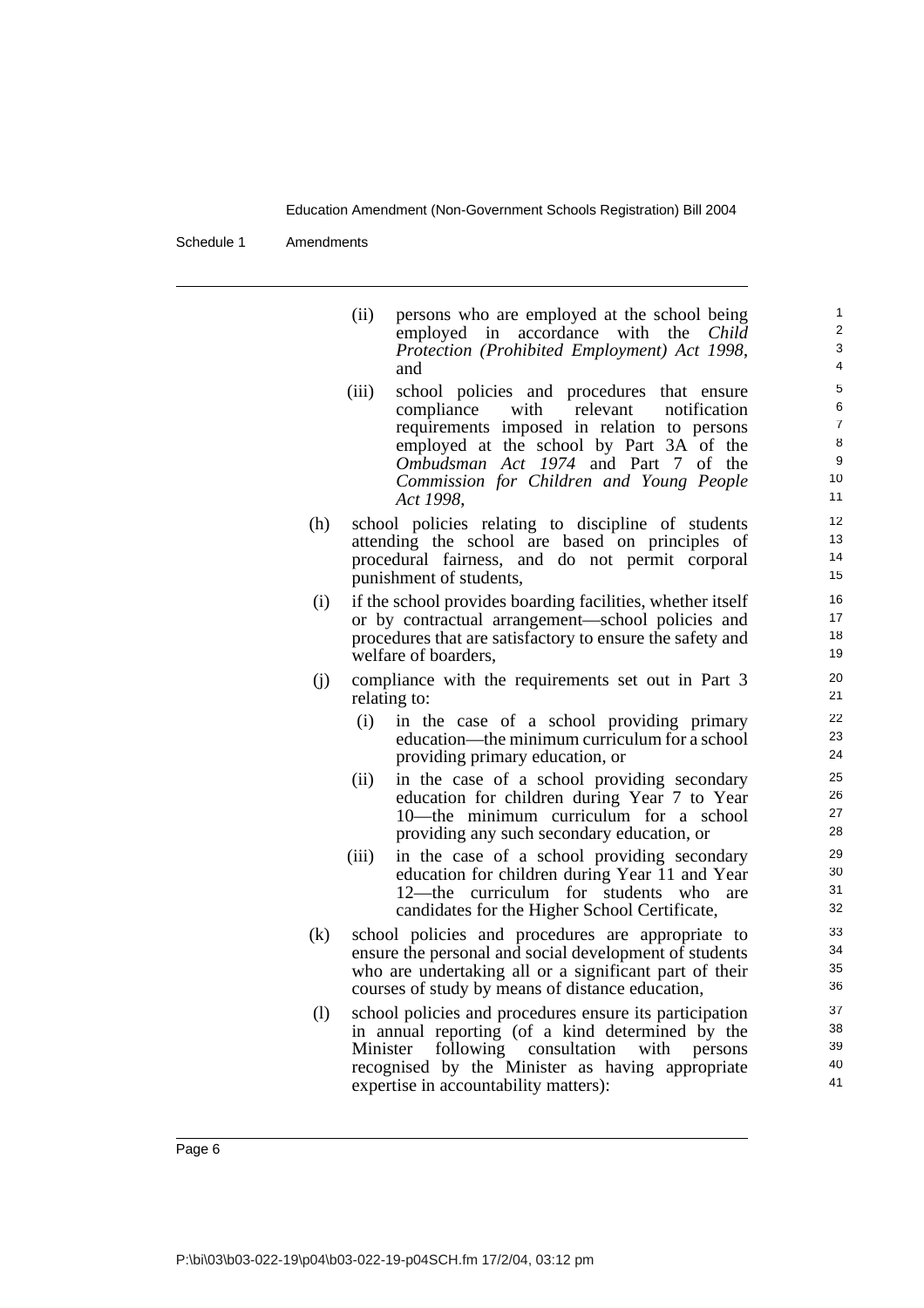(ii) persons who are employed at the school being employed in accordance with the *Child Protection (Prohibited Employment) Act 1998*, and

(iii) school policies and procedures that ensure compliance with relevant notification requirements imposed in relation to persons employed at the school by Part 3A of the *Ombudsman Act 1974* and Part 7 of the *Commission for Children and Young People Act 1998*,

(h) school policies relating to discipline of students attending the school are based on principles of procedural fairness, and do not permit corporal punishment of students,

(i) if the school provides boarding facilities, whether itself or by contractual arrangement—school policies and procedures that are satisfactory to ensure the safety and welfare of boarders,

(j) compliance with the requirements set out in Part 3 relating to:

(i) in the case of a school providing primary education—the minimum curriculum for a school providing primary education, or

(ii) in the case of a school providing secondary education for children during Year 7 to Year 10—the minimum curriculum for a school providing any such secondary education, or

(iii) in the case of a school providing secondary education for children during Year 11 and Year 12—the curriculum for students who are candidates for the Higher School Certificate,

(k) school policies and procedures are appropriate to ensure the personal and social development of students who are undertaking all or a significant part of their courses of study by means of distance education,

(l) school policies and procedures ensure its participation in annual reporting (of a kind determined by the Minister following consultation with persons recognised by the Minister as having appropriate expertise in accountability matters):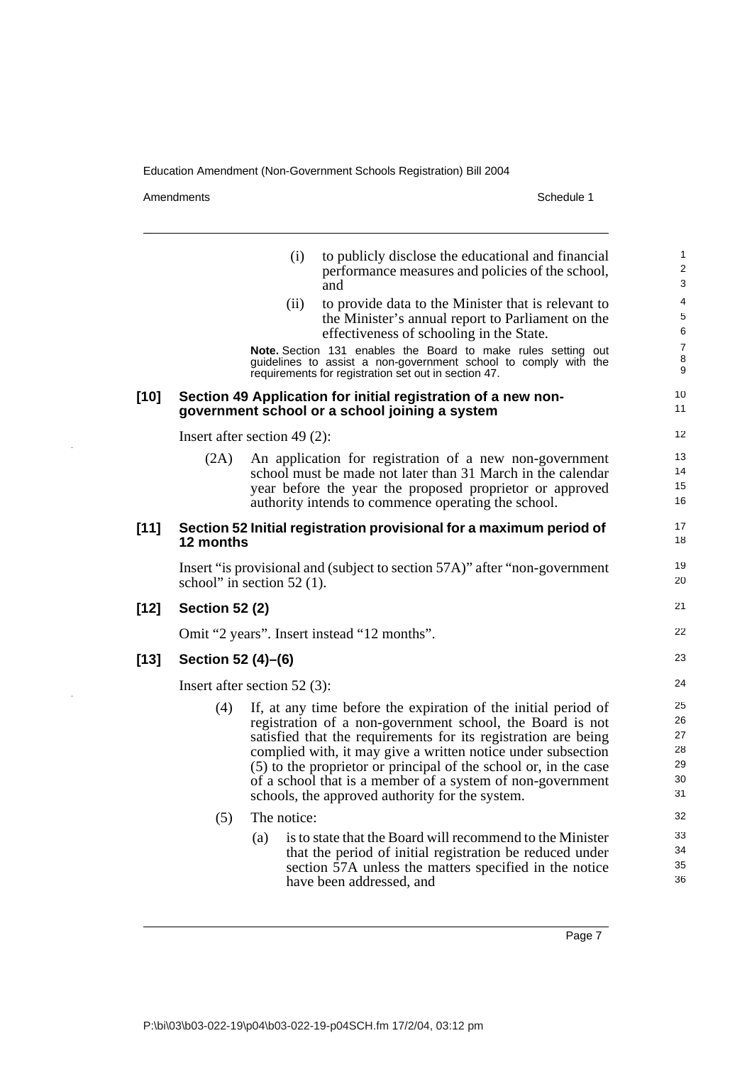(i) to publicly disclose the educational and financial performance measures and policies of the school, and

(ii) to provide data to the Minister that is relevant to the Minister's annual report to Parliament on the effectiveness of schooling in the State.

**Note.** Section 131 enables the Board to make rules setting out guidelines to assist a non-government school to comply with the requirements for registration set out in section 47.

**[10] Section 49 Application for initial registration of a new non-government school or a school joining a system**

Insert after section 49 (2):

(2A) An application for registration of a new non-government school must be made not later than 31 March in the calendar year before the year the proposed proprietor or approved authority intends to commence operating the school.

**[11] Section 52 Initial registration provisional for a maximum period of 12 months**

Insert "is provisional and (subject to section 57A)" after "non-government school" in section 52 (1).

**[12] Section 52 (2)**

Omit "2 years". Insert instead "12 months".

**[13] Section 52 (4)–(6)**

Insert after section 52 (3):

(4) If, at any time before the expiration of the initial period of registration of a non-government school, the Board is not satisfied that the requirements for its registration are being complied with, it may give a written notice under subsection (5) to the proprietor or principal of the school or, in the case of a school that is a member of a system of non-government schools, the approved authority for the system.

(5) The notice:

(a) is to state that the Board will recommend to the Minister that the period of initial registration be reduced under section 57A unless the matters specified in the notice have been addressed, and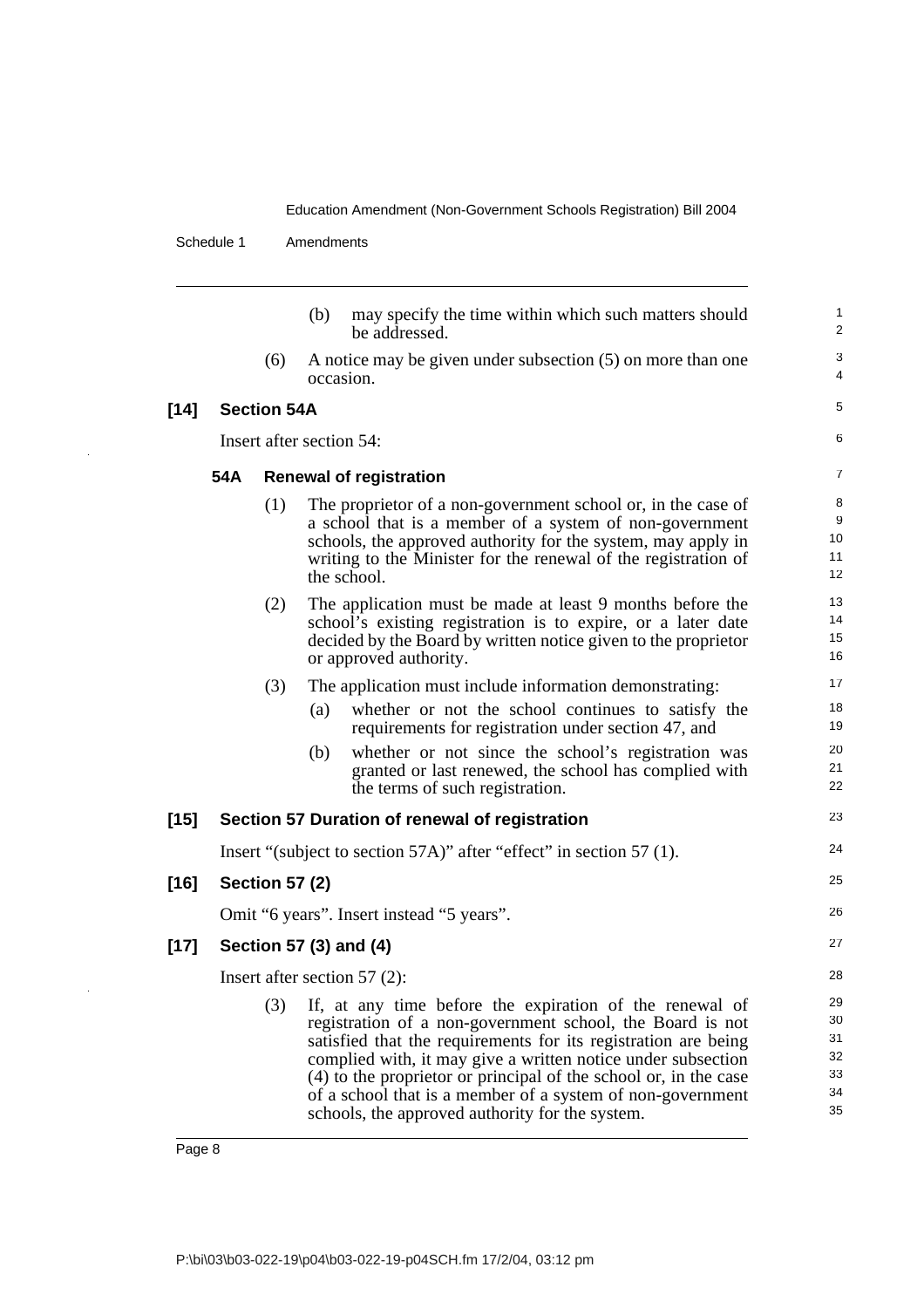(b) may specify the time within which such matters should be addressed.

(6) A notice may be given under subsection (5) on more than one occasion.

### [14] Section 54A

Insert after section 54:

#### 54A Renewal of registration

(1) The proprietor of a non-government school or, in the case of a school that is a member of a system of non-government schools, the approved authority for the system, may apply in writing to the Minister for the renewal of the registration of the school.

(2) The application must be made at least 9 months before the school's existing registration is to expire, or a later date decided by the Board by written notice given to the proprietor or approved authority.

(3) The application must include information demonstrating:

(a) whether or not the school continues to satisfy the requirements for registration under section 47, and

(b) whether or not since the school's registration was granted or last renewed, the school has complied with the terms of such registration.

### [15] Section 57 Duration of renewal of registration

Insert "(subject to section 57A)" after "effect" in section 57 (1).

### [16] Section 57 (2)

Omit "6 years". Insert instead "5 years".

### [17] Section 57 (3) and (4)

Insert after section 57 (2):

(3) If, at any time before the expiration of the renewal of registration of a non-government school, the Board is not satisfied that the requirements for its registration are being complied with, it may give a written notice under subsection (4) to the proprietor or principal of the school or, in the case of a school that is a member of a system of non-government schools, the approved authority for the system.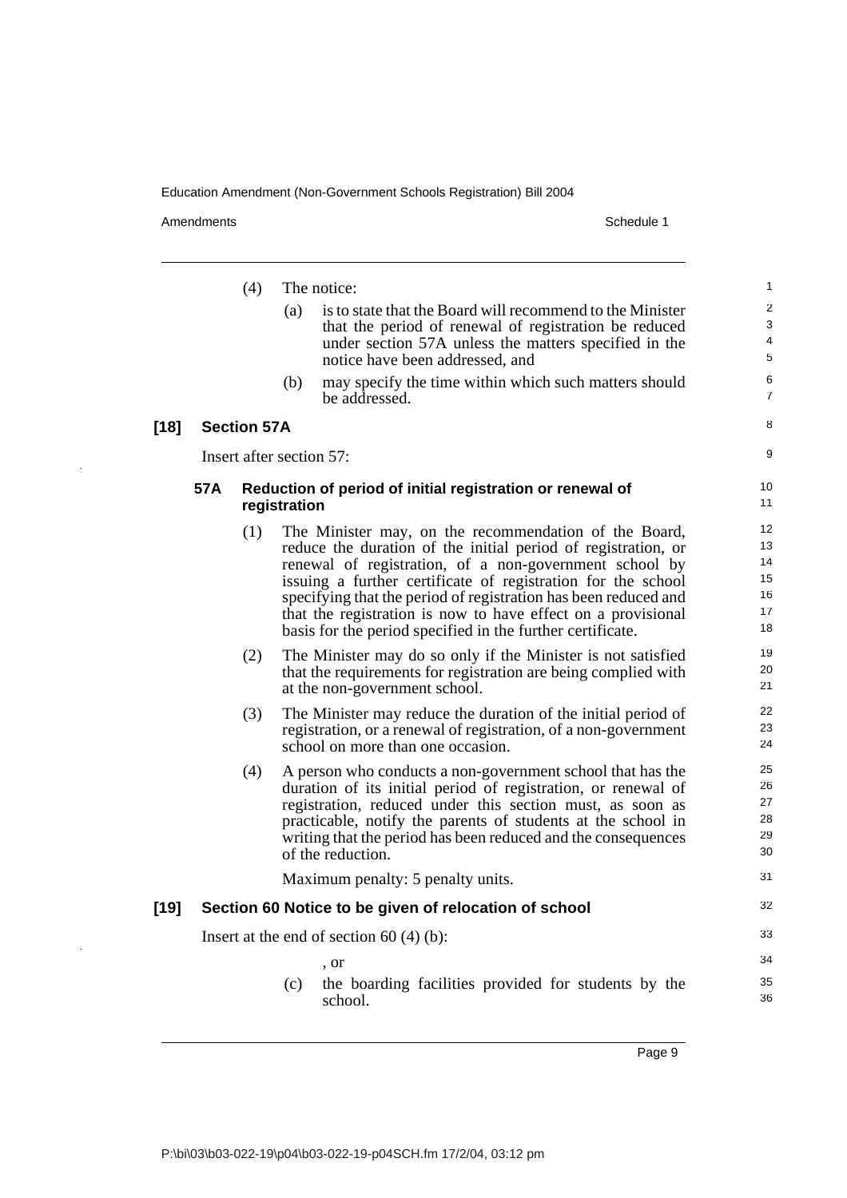(4) The notice:

(a) is to state that the Board will recommend to the Minister that the period of renewal of registration be reduced under section 57A unless the matters specified in the notice have been addressed, and

(b) may specify the time within which such matters should be addressed.

## [18] Section 57A

Insert after section 57:

### 57A Reduction of period of initial registration or renewal of registration

(1) The Minister may, on the recommendation of the Board, reduce the duration of the initial period of registration, or renewal of registration, of a non-government school by issuing a further certificate of registration for the school specifying that the period of registration has been reduced and that the registration is now to have effect on a provisional basis for the period specified in the further certificate.

(2) The Minister may do so only if the Minister is not satisfied that the requirements for registration are being complied with at the non-government school.

(3) The Minister may reduce the duration of the initial period of registration, or a renewal of registration, of a non-government school on more than one occasion.

(4) A person who conducts a non-government school that has the duration of its initial period of registration, or renewal of registration, reduced under this section must, as soon as practicable, notify the parents of students at the school in writing that the period has been reduced and the consequences of the reduction.

Maximum penalty: 5 penalty units.

## [19] Section 60 Notice to be given of relocation of school

Insert at the end of section 60 (4) (b):

, or

(c) the boarding facilities provided for students by the school.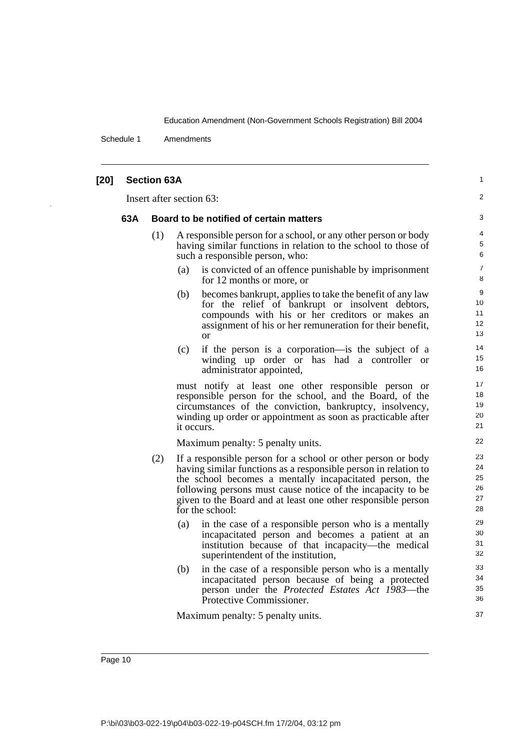## [20] Section 63A

Insert after section 63:

### 63A Board to be notified of certain matters

(1) A responsible person for a school, or any other person or body having similar functions in relation to the school to those of such a responsible person, who:

(a) is convicted of an offence punishable by imprisonment for 12 months or more, or

(b) becomes bankrupt, applies to take the benefit of any law for the relief of bankrupt or insolvent debtors, compounds with his or her creditors or makes an assignment of his or her remuneration for their benefit, or

(c) if the person is a corporation—is the subject of a winding up order or has had a controller or administrator appointed,

must notify at least one other responsible person or responsible person for the school, and the Board, of the circumstances of the conviction, bankruptcy, insolvency, winding up order or appointment as soon as practicable after it occurs.

Maximum penalty: 5 penalty units.

(2) If a responsible person for a school or other person or body having similar functions as a responsible person in relation to the school becomes a mentally incapacitated person, the following persons must cause notice of the incapacity to be given to the Board and at least one other responsible person for the school:

(a) in the case of a responsible person who is a mentally incapacitated person and becomes a patient at an institution because of that incapacity—the medical superintendent of the institution,

(b) in the case of a responsible person who is a mentally incapacitated person because of being a protected person under the *Protected Estates Act 1983*—the Protective Commissioner.

Maximum penalty: 5 penalty units.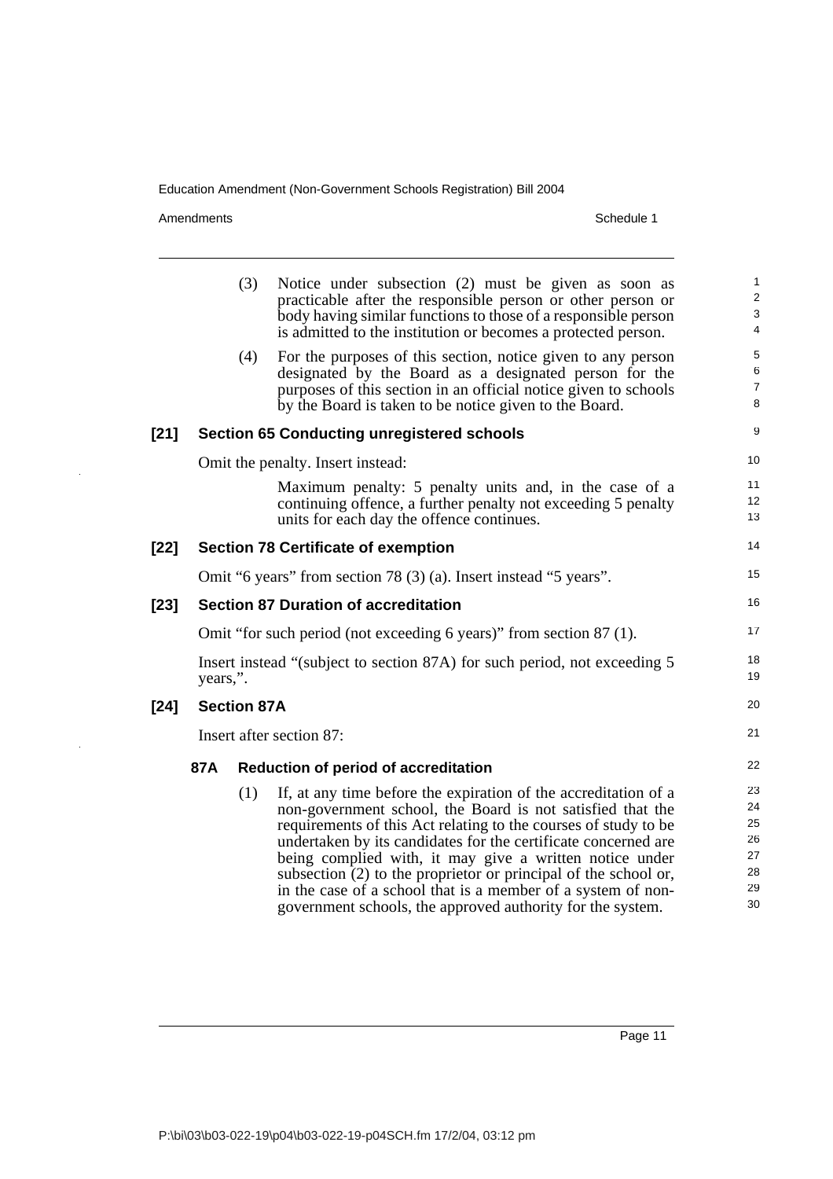(3) Notice under subsection (2) must be given as soon as practicable after the responsible person or other person or body having similar functions to those of a responsible person is admitted to the institution or becomes a protected person.

(4) For the purposes of this section, notice given to any person designated by the Board as a designated person for the purposes of this section in an official notice given to schools by the Board is taken to be notice given to the Board.

### [21] Section 65 Conducting unregistered schools

Omit the penalty. Insert instead:

Maximum penalty: 5 penalty units and, in the case of a continuing offence, a further penalty not exceeding 5 penalty units for each day the offence continues.

### [22] Section 78 Certificate of exemption

Omit "6 years" from section 78 (3) (a). Insert instead "5 years".

### [23] Section 87 Duration of accreditation

Omit "for such period (not exceeding 6 years)" from section 87 (1).

Insert instead "(subject to section 87A) for such period, not exceeding 5 years,".

### [24] Section 87A

Insert after section 87:

#### 87A Reduction of period of accreditation

(1) If, at any time before the expiration of the accreditation of a non-government school, the Board is not satisfied that the requirements of this Act relating to the courses of study to be undertaken by its candidates for the certificate concerned are being complied with, it may give a written notice under subsection (2) to the proprietor or principal of the school or, in the case of a school that is a member of a system of non-government schools, the approved authority for the system.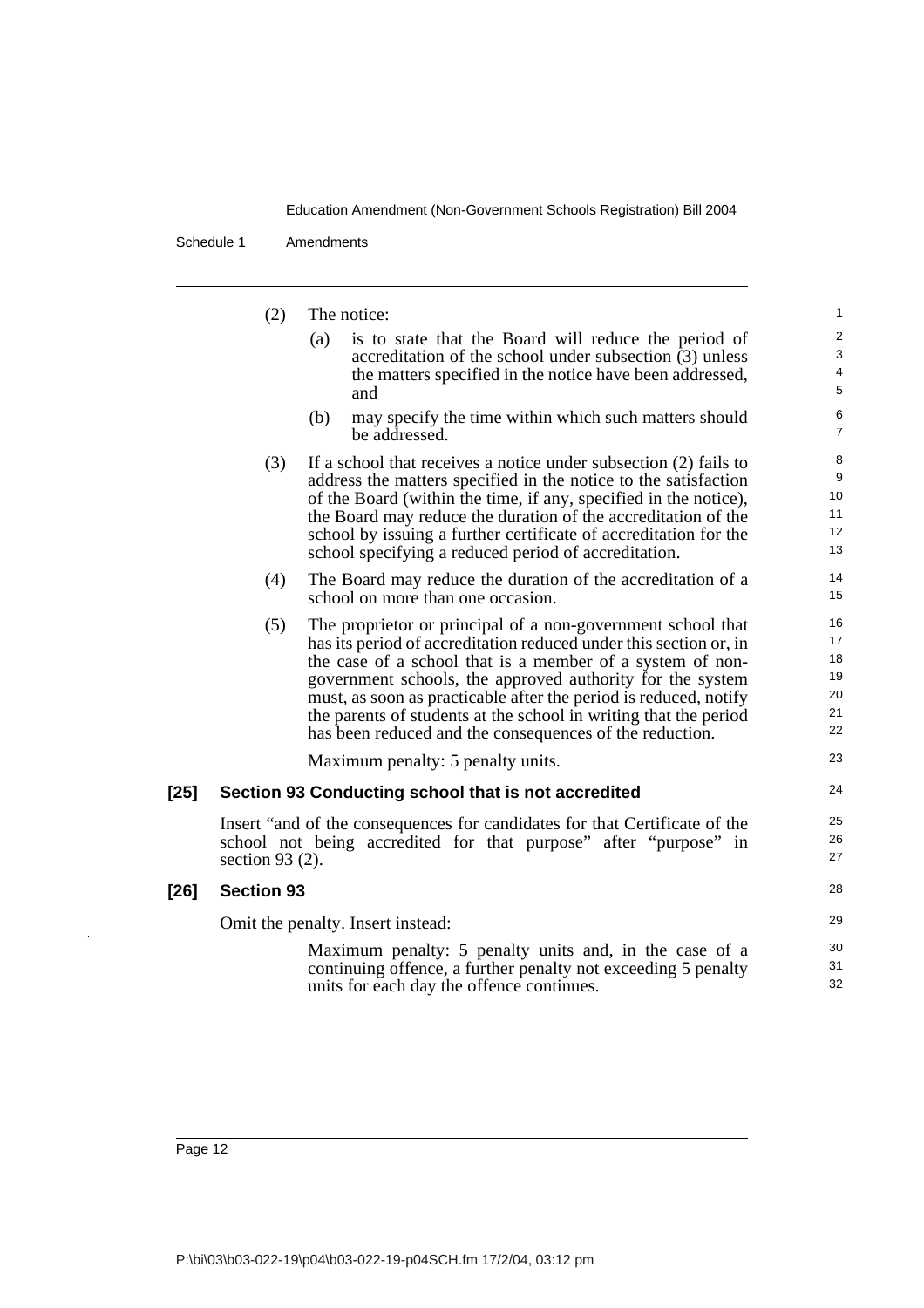(2) The notice:

(a) is to state that the Board will reduce the period of accreditation of the school under subsection (3) unless the matters specified in the notice have been addressed, and

(b) may specify the time within which such matters should be addressed.

(3) If a school that receives a notice under subsection (2) fails to address the matters specified in the notice to the satisfaction of the Board (within the time, if any, specified in the notice), the Board may reduce the duration of the accreditation of the school by issuing a further certificate of accreditation for the school specifying a reduced period of accreditation.

(4) The Board may reduce the duration of the accreditation of a school on more than one occasion.

(5) The proprietor or principal of a non-government school that has its period of accreditation reduced under this section or, in the case of a school that is a member of a system of non-government schools, the approved authority for the system must, as soon as practicable after the period is reduced, notify the parents of students at the school in writing that the period has been reduced and the consequences of the reduction.

Maximum penalty: 5 penalty units.

## [25] Section 93 Conducting school that is not accredited

Insert "and of the consequences for candidates for that Certificate of the school not being accredited for that purpose" after "purpose" in section 93 (2).

## [26] Section 93

Omit the penalty. Insert instead:

Maximum penalty: 5 penalty units and, in the case of a continuing offence, a further penalty not exceeding 5 penalty units for each day the offence continues.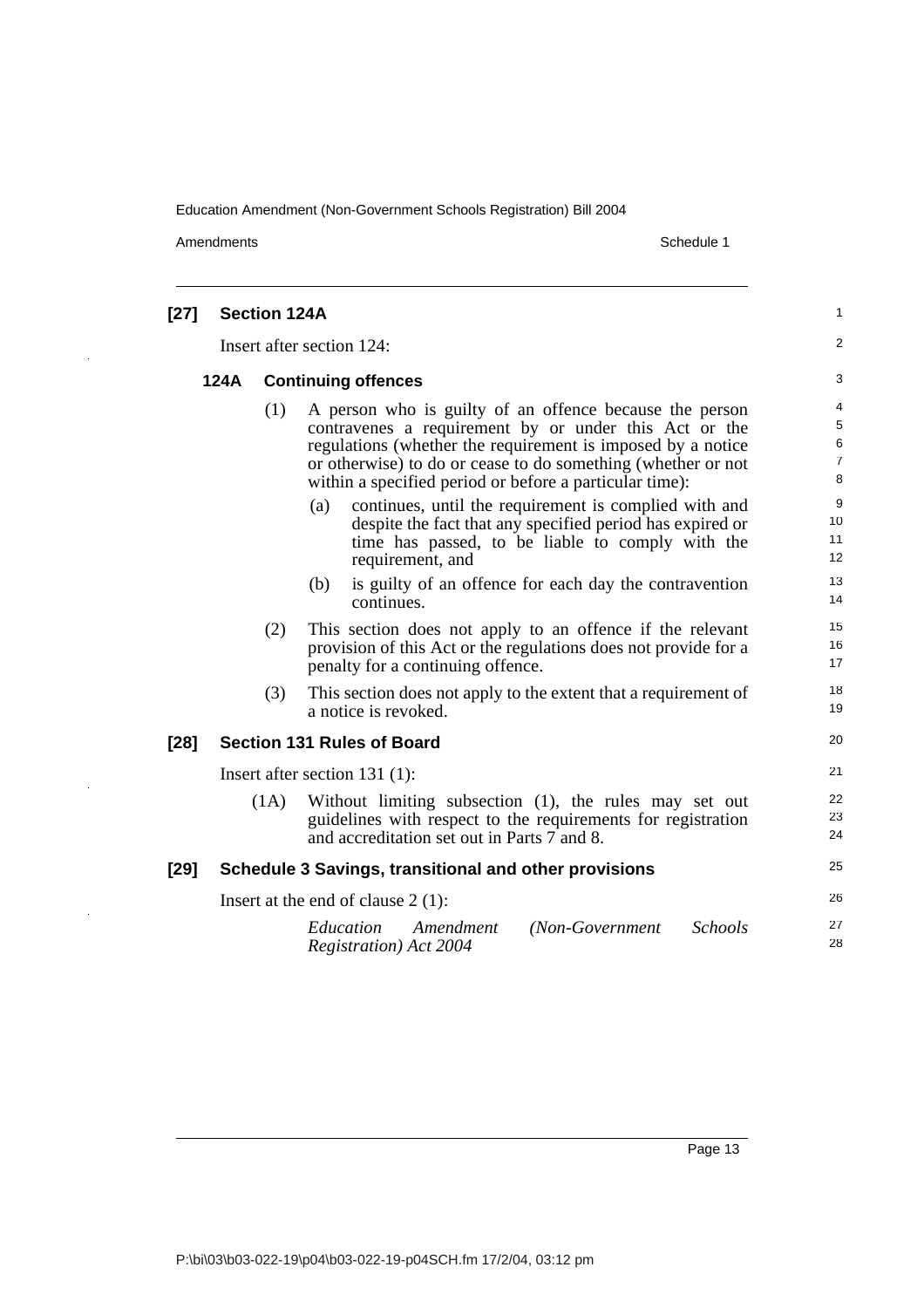## [27] Section 124A

Insert after section 124:

### 124A Continuing offences

(1) A person who is guilty of an offence because the person contravenes a requirement by or under this Act or the regulations (whether the requirement is imposed by a notice or otherwise) to do or cease to do something (whether or not within a specified period or before a particular time):

(a) continues, until the requirement is complied with and despite the fact that any specified period has expired or time has passed, to be liable to comply with the requirement, and

(b) is guilty of an offence for each day the contravention continues.

(2) This section does not apply to an offence if the relevant provision of this Act or the regulations does not provide for a penalty for a continuing offence.

(3) This section does not apply to the extent that a requirement of a notice is revoked.

## [28] Section 131 Rules of Board

Insert after section 131 (1):

(1A) Without limiting subsection (1), the rules may set out guidelines with respect to the requirements for registration and accreditation set out in Parts 7 and 8.

## [29] Schedule 3 Savings, transitional and other provisions

Insert at the end of clause 2 (1):

*Education Amendment (Non-Government Schools Registration) Act 2004*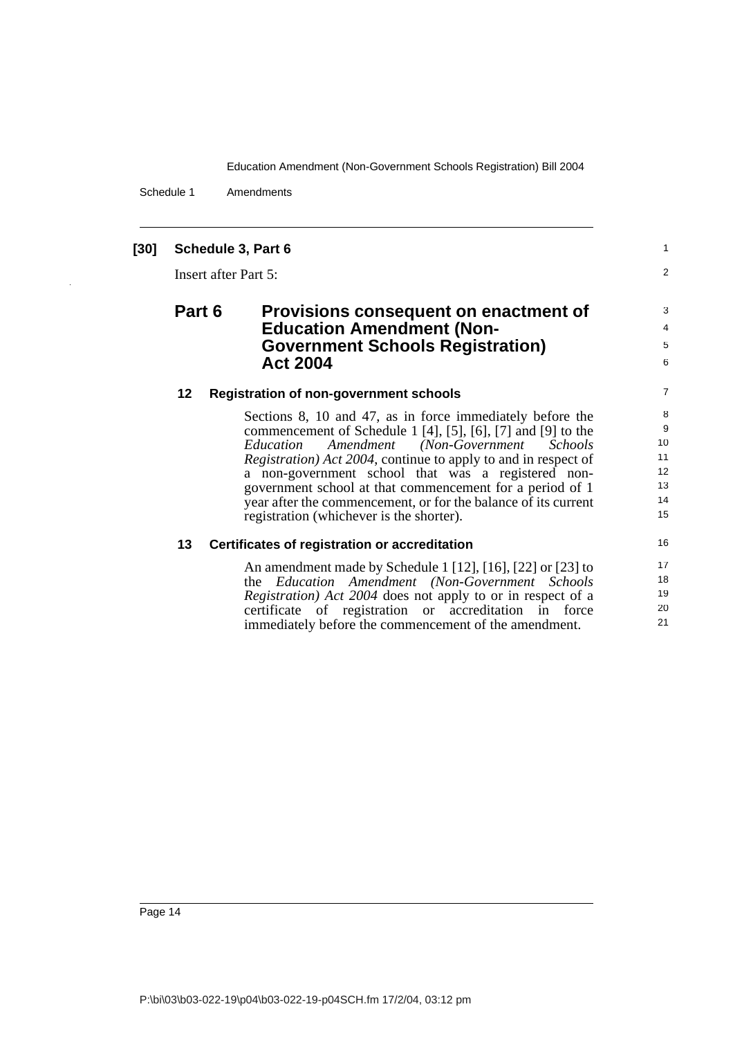**[30] Schedule 3, Part 6**

Insert after Part 5:

## Part 6 Provisions consequent on enactment of Education Amendment (Non-Government Schools Registration) Act 2004

### 12 Registration of non-government schools

Sections 8, 10 and 47, as in force immediately before the commencement of Schedule 1 [4], [5], [6], [7] and [9] to the *Education Amendment (Non-Government Schools Registration) Act 2004*, continue to apply to and in respect of a non-government school that was a registered non-government school at that commencement for a period of 1 year after the commencement, or for the balance of its current registration (whichever is the shorter).

### 13 Certificates of registration or accreditation

An amendment made by Schedule 1 [12], [16], [22] or [23] to the *Education Amendment (Non-Government Schools Registration) Act 2004* does not apply to or in respect of a certificate of registration or accreditation in force immediately before the commencement of the amendment.